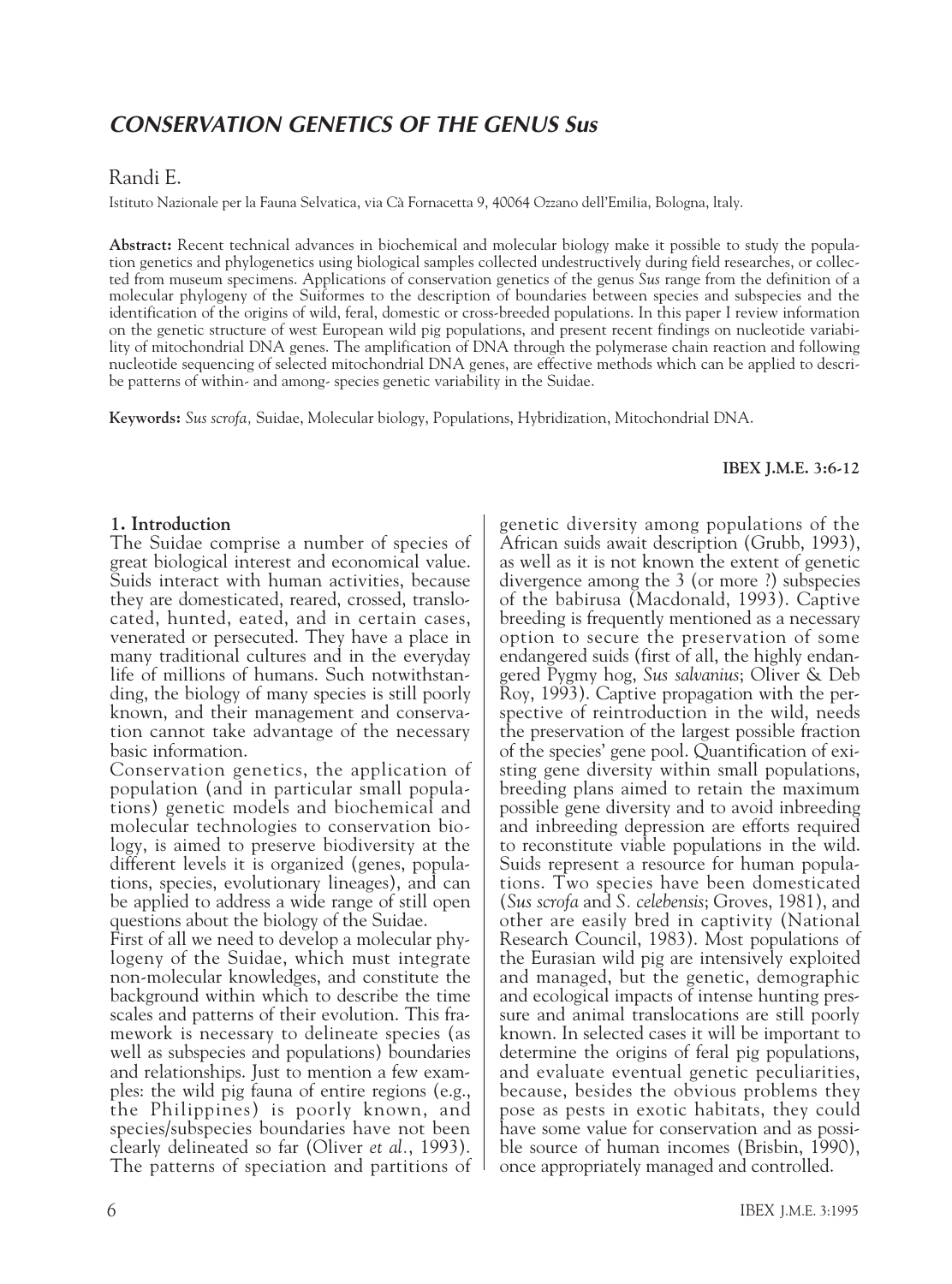# *CONSERVATION GENETICS OF THE GENUS Sus*

Randi E.

Istituto Nazionale per la Fauna Selvatica, via Cà Fornacetta 9, 40064 Ozzano dell'Emilia, Bologna, Italy.

**Abstract:** Recent technical advances in biochemical and molecular biology make it possible to study the population genetics and phylogenetics using biological samples collected undestructively during field researches, or collected from museum specimens. Applications of conservation genetics of the genus *Sus* range from the definition of a molecular phylogeny of the Suiformes to the description of boundaries between species and subspecies and the identification of the origins of wild, feral, domestic or cross-breeded populations. In this paper I review information on the genetic structure of west European wild pig populations, and present recent findings on nucleotide variability of mitochondrial DNA genes. The amplification of DNA through the polymerase chain reaction and following nucleotide sequencing of selected mitochondrial DNA genes, are effective methods which can be applied to describe patterns of within- and among- species genetic variability in the Suidae.

**Keywords:** *Sus scrofa,* Suidae, Molecular biology, Populations, Hybridization, Mitochondrial DNA.

**IBEX J.M.E. 3:6-12**

## 1. Introduction

The Suidae comprise a number of species of great biological interest and economical value. Suids interact with human activities, because they are domesticated, reared, crossed, translocated, hunted, eaten, and in certain cases, venerated or persecuted. They have a place in many traditional cultures and in the everyday life of millions of humans. Such notwithstanding, the biology of many species is still poorly known, and their management and conservation cannot take advantage of the necessary basic information.

Conservation genetics, the application of population (and in particular small populations) genetic models and biochemical and molecular technologies to conservation biology, is aimed to preserve biodiversity at the different levels it is organized (genes, populations, species, evolutionary lineages), and can be applied to address a wide range of still open questions about the biology of the Suidae.

First of all we need to develop a molecular phylogeny of the Suidae, which must integrate non-molecular knowledges, and constitute the background within which to describe the time scales and patterns of their evolution. This framework is necessary to delineate species (as well as subspecies and populations) boundaries and relationships. Just to mention a few examples: the wild pig fauna of entire regions (e.g., the Philippines) is poorly known, and species/subspecies boundaries have not been clearly delineated so far (Oliver *et al.*, 1993). The patterns of speciation and partitions of genetic diversity among populations of the African suids await description (Grubb, 1993), as well as it is not known the extent of genetic divergence among the 3 (or more ?) subspecies of the babirusa (Macdonald, 1993). Captive breeding is frequently mentioned as a necessary option to secure the preservation of some endangered suids (first of all, the highly endangered Pygmy hog, *Sus salvanius*; Oliver & Deb Roy, 1993). Captive propagation with the perspective of reintroduction in the wild, needs the preservation of the largest possible fraction of the species' gene pool. Quantification of existing gene diversity within small populations, breeding plans aimed to retain the maximum possible gene diversity and to avoid inbreeding and inbreeding depression are efforts required to reconstitute viable populations in the wild. Suids represent a resource for human populations. Two species have been domesticated (*Sus scrofa* and *S. celebensis*; Groves, 1981), and other are easily bred in captivity (National Research Council, 1983). Most populations of the Eurasian wild pig are intensively exploited and managed, but the genetic, demographic and ecological impacts of intense hunting pressure and animal translocations are still poorly known. In selected cases it will be important to determine the origins of feral pig populations, and evaluate eventual genetic peculiarities, because, besides the obvious problems they pose as pests in exotic habitats, they could have some value for conservation and as possible source of human incomes (Brisbin, 1990), once appropriately managed and controlled.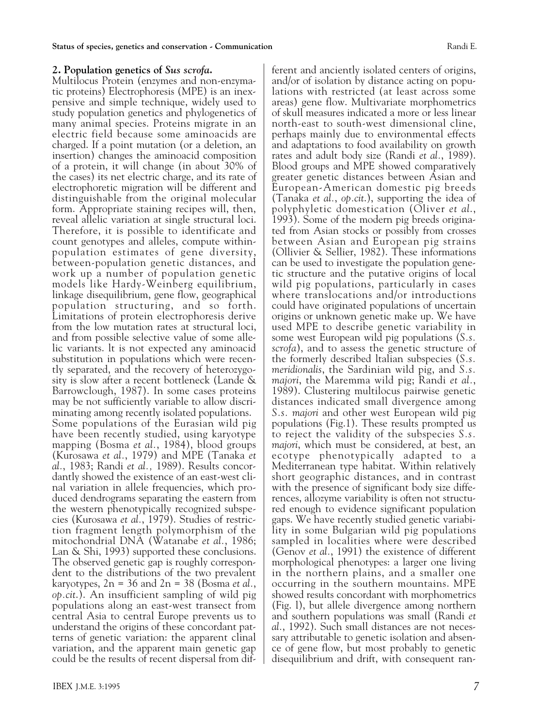## 2. Population genetics of *Sus scrofa*.

Multilocus Protein (enzymes and non-enzymatic proteins) Electrophoresis (MPE) is an inexpensive and simple technique, widely used to study population genetics and phylogenetics of many animal species. Proteins migrate in an electric field because some aminoacids are charged. If a point mutation (or a deletion, an insertion) changes the aminoacid composition of a protein, it will change (in about 30% of the cases) its net electric charge, and its rate of electrophoretic migration will be different and distinguishable from the original molecular form. Appropriate staining recipes will, then, reveal allelic variation at single structural loci. Therefore, it is possible to identificate and count genotypes and alleles, compute within-population estimates of gene diversity, between-population genetic distances, and work up a number of population genetic models like Hardy-Weinberg equilibrium, linkage disequilibrium, gene flow, geographical population structuring, and so forth. Limitations of protein electrophoresis derive from the low mutation rates at structural loci, and from possible selective value of some allelic variants. It is not expected any aminoacid substitution in populations which were recently separated, and the recovery of heterozygosity is slow after a recent bottleneck (Lande & Barrowclough, 1987). In some cases proteins may be not sufficiently variable to allow discriminating among recently isolated populations.

Some populations of the Eurasian wild pig have been recently studied, using karyotype mapping (Bosma *et al.*, 1984), blood groups (Kurosawa *et al.*, 1979) and MPE (Tanaka *et al.*, 1983; Randi *et al.,* 1989). Results concordantly showed the existence of an east-west clinal variation in allele frequencies, which produced dendrograms separating the eastern from the western phenotypically recognized subspecies (Kurosawa *et al.*, 1979). Studies of restriction fragment length polymorphism of the mitochondrial DNA (Watanabe *et al.*, 1986; Lan & Shi, 1993) supported these conclusions. The observed genetic gap is roughly correspondent to the distributions of the two prevalent karyotypes, $2n = 36$ and $2n = 38$ (Bosma *et al.*, *op.cit.*). An insufficient sampling of wild pig populations along an east-west transect from central Asia to central Europe prevents us to understand the origins of these concordant patterns of genetic variation: the apparent clinal variation, and the apparent main genetic gap could be the results of recent dispersal from different and anciently isolated centers of origins, and/or of isolation by distance acting on populations with restricted (at least across some areas) gene flow. Multivariate morphometrics of skull measures indicated a more or less linear north-east to south-west dimensional cline, perhaps mainly due to environmental effects and adaptations to food availability on growth rates and adult body size (Randi *et al.*, 1989). Blood groups and MPE showed comparatively greater genetic distances between Asian and European-American domestic pig breeds (Tanaka *et al.*, *op.cit.*), supporting the idea of polyphyletic domestication (Oliver *et al.*, 1993). Some of the modern pig breeds originated from Asian stocks or possibly from crosses between Asian and European pig strains (Ollivier & Sellier, 1982). These informations can be used to investigate the population genetic structure and the putative origins of local wild pig populations, particularly in cases where translocations and/or introductions could have originated populations of uncertain origins or unknown genetic make up. We have used MPE to describe genetic variability in some west European wild pig populations (*S.s. scrofa*), and to assess the genetic structure of the formerly described Italian subspecies (*S.s. meridionalis*, the Sardinian wild pig, and *S.s. majori*, the Maremma wild pig; Randi *et al.*, 1989). Clustering multilocus pairwise genetic distances indicated small divergence among *S.s. majori* and other west European wild pig populations (Fig.1). These results prompted us to reject the validity of the subspecies *S.s. majori*, which must be considered, at best, an ecotype phenotypically adapted to a Mediterranean type habitat. Within relatively short geographic distances, and in contrast with the presence of significant body size differences, allozyme variability is often not structured enough to evidence significant population gaps. We have recently studied genetic variability in some Bulgarian wild pig populations sampled in localities where were described (Genov *et al.*, 1991) the existence of different morphological phenotypes: a larger one living in the northern plains, and a smaller one occurring in the southern mountains. MPE showed results concordant with morphometrics (Fig. 1), but allele divergence among northern and southern populations was small (Randi *et al.*, 1992). Such small distances are not necessary attributable to genetic isolation and absence of gene flow, but most probably to genetic disequilibrium and drift, with consequent ran-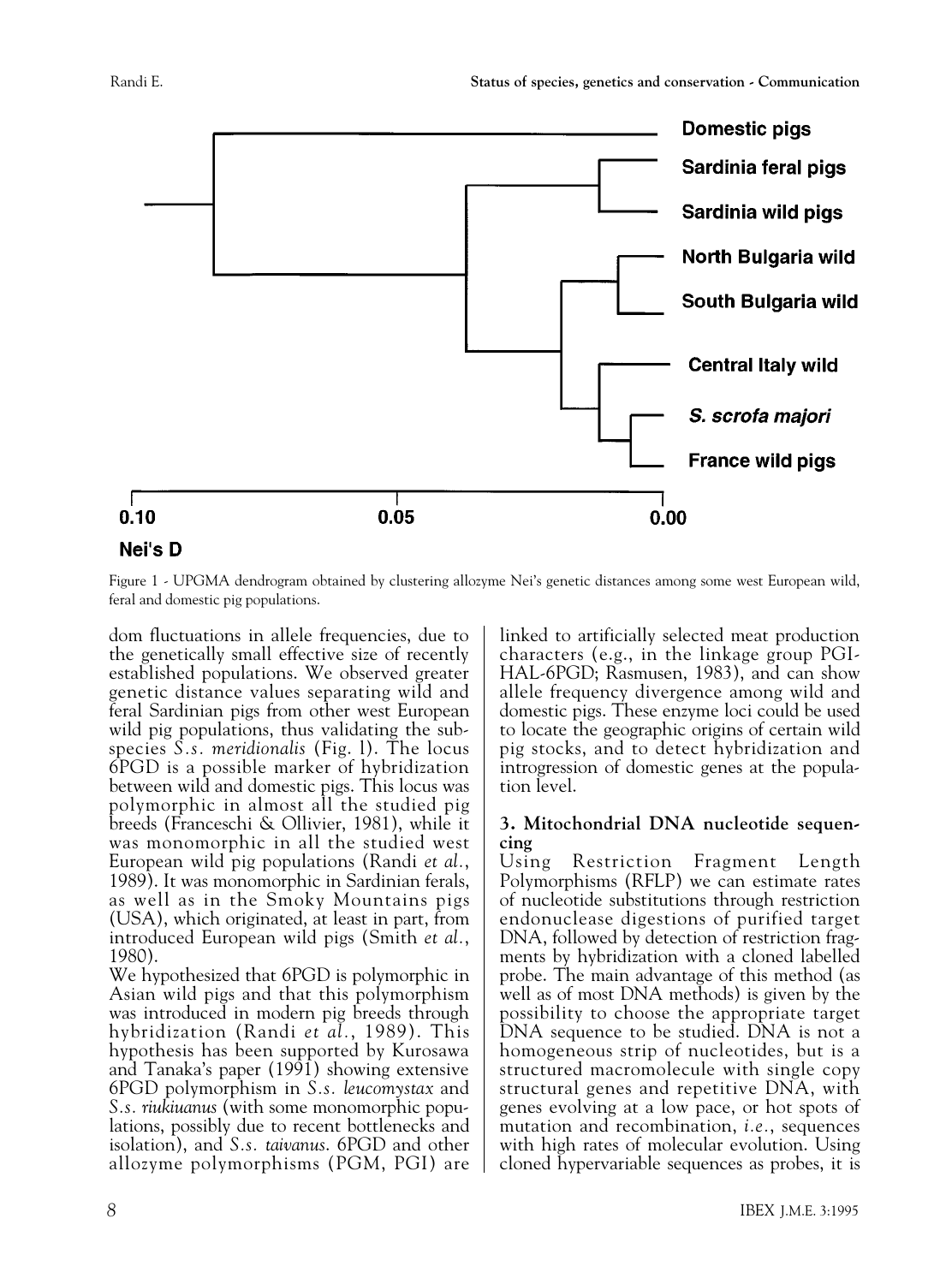Figure 1 - UPGMA dendrogram obtained by clustering allozyme Nei's genetic distances among some west European wild, feral and domestic pig populations.

dom fluctuations in allele frequencies, due to the genetically small effective size of recently established populations. We observed greater genetic distance values separating wild and feral Sardinian pigs from other west European wild pig populations, thus validating the subspecies *S.s. meridionalis* (Fig. 1). The locus 6PGD is a possible marker of hybridization between wild and domestic pigs. This locus was polymorphic in almost all the studied pig breeds (Franceschi & Ollivier, 1981), while it was monomorphic in all the studied west European wild pig populations (Randi *et al.*, 1989). It was monomorphic in Sardinian ferals, as well as in the Smoky Mountains pigs (USA), which originated, at least in part, from introduced European wild pigs (Smith *et al.*, 1980).

We hypothesized that 6PGD is polymorphic in Asian wild pigs and that this polymorphism was introduced in modern pig breeds through hybridization (Randi *et al.*, 1989). This hypothesis has been supported by Kurosawa and Tanaka's paper (1991) showing extensive 6PGD polymorphism in *S.s. leucomystax* and *S.s. riukiuanus* (with some monomorphic populations, possibly due to recent bottlenecks and isolation), and *S.s. taivanus*. 6PGD and other allozyme polymorphisms (PGM, PGI) are linked to artificially selected meat production characters (e.g., in the linkage group PGI-HAL-6PGD; Rasmusen, 1983), and can show allele frequency divergence among wild and domestic pigs. These enzyme loci could be used to locate the geographic origins of certain wild pig stocks, and to detect hybridization and introgression of domestic genes at the population level.

### 3. Mitochondrial DNA nucleotide sequencing

Using Restriction Fragment Length Polymorphisms (RFLP) we can estimate rates of nucleotide substitutions through restriction endonuclease digestions of purified target DNA, followed by detection of restriction fragments by hybridization with a cloned labelled probe. The main advantage of this method (as well as of most DNA methods) is given by the possibility to choose the appropriate target DNA sequence to be studied. DNA is not a homogeneous strip of nucleotides, but is a structured macromolecule with single copy structural genes and repetitive DNA, with genes evolving at a low pace, or hot spots of mutation and recombination, *i.e.*, sequences with high rates of molecular evolution. Using cloned hypervariable sequences as probes, it is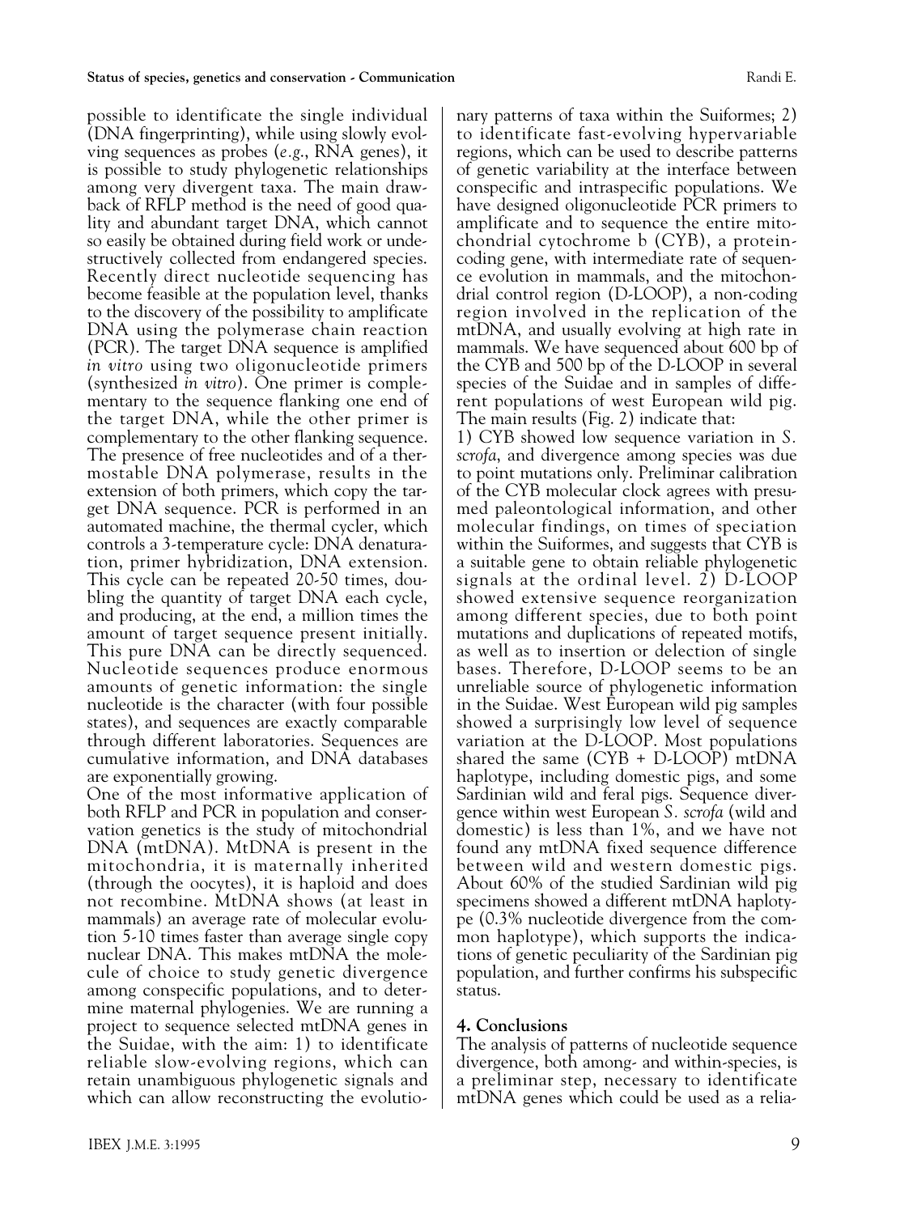possible to identificate the single individual (DNA fingerprinting), while using slowly evolving sequences as probes (*e.g.*, RNA genes), it is possible to study phylogenetic relationships among very divergent taxa. The main drawback of RFLP method is the need of good quality and abundant target DNA, which cannot so easily be obtained during field work or undestructively collected from endangered species. Recently direct nucleotide sequencing has become feasible at the population level, thanks to the discovery of the possibility to amplificate DNA using the polymerase chain reaction (PCR). The target DNA sequence is amplified *in vitro* using two oligonucleotide primers (synthesized *in vitro*). One primer is complementary to the sequence flanking one end of the target DNA, while the other primer is complementary to the other flanking sequence. The presence of free nucleotides and of a thermostable DNA polymerase, results in the extension of both primers, which copy the target DNA sequence. PCR is performed in an automated machine, the thermal cycler, which controls a 3-temperature cycle: DNA denaturation, primer hybridization, DNA extension. This cycle can be repeated 20-50 times, doubling the quantity of target DNA each cycle, and producing, at the end, a million times the amount of target sequence present initially. This pure DNA can be directly sequenced. Nucleotide sequences produce enormous amounts of genetic information: the single nucleotide is the character (with four possible states), and sequences are exactly comparable through different laboratories. Sequences are cumulative information, and DNA databases are exponentially growing.

One of the most informative application of both RFLP and PCR in population and conservation genetics is the study of mitochondrial DNA (mtDNA). MtDNA is present in the mitochondria, it is maternally inherited (through the oocytes), it is haploid and does not recombine. MtDNA shows (at least in mammals) an average rate of molecular evolution 5-10 times faster than average single copy nuclear DNA. This makes mtDNA the molecule of choice to study genetic divergence among conspecific populations, and to determine maternal phylogenies. We are running a project to sequence selected mtDNA genes in the Suidae, with the aim: 1) to identificate reliable slow-evolving regions, which can retain unambiguous phylogenetic signals and which can allow reconstructing the evolutionary patterns of taxa within the Suiformes; 2) to identificate fast-evolving hypervariable regions, which can be used to describe patterns of genetic variability at the interface between conspecific and intraspecific populations. We have designed oligonucleotide PCR primers to amplificate and to sequence the entire mitochondrial cytochrome b (CYB), a protein-coding gene, with intermediate rate of sequence evolution in mammals, and the mitochondrial control region (D-LOOP), a non-coding region involved in the replication of the mtDNA, and usually evolving at high rate in mammals. We have sequenced about 600 bp of the CYB and 500 bp of the D-LOOP in several species of the Suidae and in samples of different populations of west European wild pig. The main results (Fig. 2) indicate that:

1) CYB showed low sequence variation in *S. scrofa*, and divergence among species was due to point mutations only. Preliminar calibration of the CYB molecular clock agrees with presumed paleontological information, and other molecular findings, on times of speciation within the Suiformes, and suggests that CYB is a suitable gene to obtain reliable phylogenetic signals at the ordinal level. 2) D-LOOP showed extensive sequence reorganization among different species, due to both point mutations and duplications of repeated motifs, as well as to insertion or delection of single bases. Therefore, D-LOOP seems to be an unreliable source of phylogenetic information in the Suidae. West European wild pig samples showed a surprisingly low level of sequence variation at the D-LOOP. Most populations shared the same (CYB + D-LOOP) mtDNA haplotype, including domestic pigs, and some Sardinian wild and feral pigs. Sequence divergence within west European *S. scrofa* (wild and domestic) is less than 1%, and we have not found any mtDNA fixed sequence difference between wild and western domestic pigs. About 60% of the studied Sardinian wild pig specimens showed a different mtDNA haplotype (0.3% nucleotide divergence from the common haplotype), which supports the indications of genetic peculiarity of the Sardinian pig population, and further confirms his subspecific status.

## 4. Conclusions

The analysis of patterns of nucleotide sequence divergence, both among- and within-species, is a preliminar step, necessary to identificate mtDNA genes which could be used as a relia-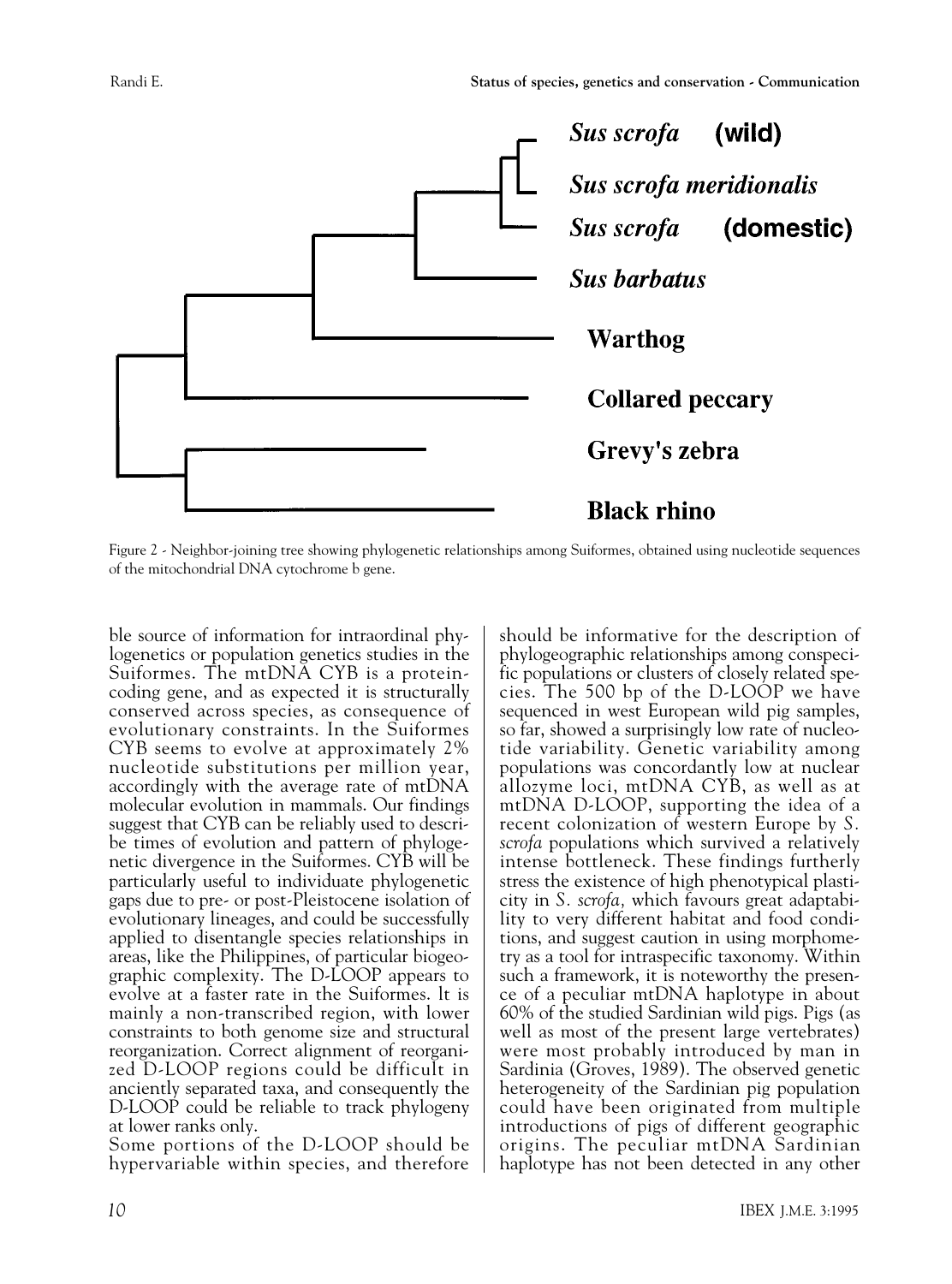Figure 2 - Neighbor-joining tree showing phylogenetic relationships among Suiformes, obtained using nucleotide sequences of the mitochondrial DNA cytochrome b gene.

ble source of information for intraordinal phylogenetics or population genetics studies in the Suiformes. The mtDNA CYB is a protein-coding gene, and as expected it is structurally conserved across species, as consequence of evolutionary constraints. In the Suiformes CYB seems to evolve at approximately 2% nucleotide substitutions per million year, accordingly with the average rate of mtDNA molecular evolution in mammals. Our findings suggest that CYB can be reliably used to describe times of evolution and pattern of phylogenetic divergence in the Suiformes. CYB will be particularly useful to individuate phylogenetic gaps due to pre- or post-Pleistocene isolation of evolutionary lineages, and could be successfully applied to disentangle species relationships in areas, like the Philippines, of particular biogeographic complexity. The D-LOOP appears to evolve at a faster rate in the Suiformes. It is mainly a non-transcribed region, with lower constraints to both genome size and structural reorganization. Correct alignment of reorganized D-LOOP regions could be difficult in anciently separated taxa, and consequently the D-LOOP could be reliable to track phylogeny at lower ranks only.

Some portions of the D-LOOP should be hypervariable within species, and therefore should be informative for the description of phylogeographic relationships among conspecific populations or clusters of closely related species. The 500 bp of the D-LOOP we have sequenced in west European wild pig samples, so far, showed a surprisingly low rate of nucleotide variability. Genetic variability among populations was concordantly low at nuclear allozyme loci, mtDNA CYB, as well as at mtDNA D-LOOP, supporting the idea of a recent colonization of western Europe by *S. scrofa* populations which survived a relatively intense bottleneck. These findings furtherly stress the existence of high phenotypical plasticity in *S. scrofa,* which favours great adaptability to very different habitat and food conditions, and suggest caution in using morphometry as a tool for intraspecific taxonomy. Within such a framework, it is noteworthy the presence of a peculiar mtDNA haplotype in about 60% of the studied Sardinian wild pigs. Pigs (as well as most of the present large vertebrates) were most probably introduced by man in Sardinia (Groves, 1989). The observed genetic heterogeneity of the Sardinian pig population could have been originated from multiple introductions of pigs of different geographic origins. The peculiar mtDNA Sardinian haplotype has not been detected in any other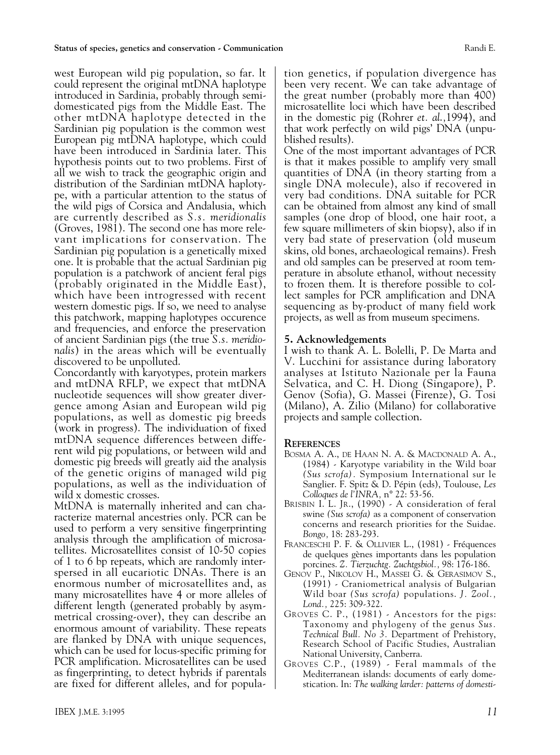west European wild pig population, so far. It could represent the original mtDNA haplotype introduced in Sardinia, probably through semi-domesticated pigs from the Middle East. The other mtDNA haplotype detected in the Sardinian pig population is the common west European pig mtDNA haplotype, which could have been introduced in Sardinia later. This hypothesis points out to two problems. First of all we wish to track the geographic origin and distribution of the Sardinian mtDNA haplotype, with a particular attention to the status of the wild pigs of Corsica and Andalusia, which are currently described as *S.s. meridionalis* (Groves, 1981). The second one has more relevant implications for conservation. The Sardinian pig population is a genetically mixed one. It is probable that the actual Sardinian pig population is a patchwork of ancient feral pigs (probably originated in the Middle East), which have been introgressed with recent western domestic pigs. If so, we need to analyse this patchwork, mapping haplotypes occurence and frequencies, and enforce the preservation of ancient Sardinian pigs (the true *S.s. meridionalis*) in the areas which will be eventually discovered to be unpolluted.

Concordantly with karyotypes, protein markers and mtDNA RFLP, we expect that mtDNA nucleotide sequences will show greater divergence among Asian and European wild pig populations, as well as domestic pig breeds (work in progress). The individuation of fixed mtDNA sequence differences between different wild pig populations, or between wild and domestic pig breeds will greatly aid the analysis of the genetic origins of managed wild pig populations, as well as the individuation of wild x domestic crosses.

MtDNA is maternally inherited and can characterize maternal ancestries only. PCR can be used to perform a very sensitive fingerprinting analysis through the amplification of microsatellites. Microsatellites consist of 10-50 copies of 1 to 6 bp repeats, which are randomly interspersed in all eucariotic DNAs. There is an enormous number of microsatellites and, as many microsatellites have 4 or more alleles of different length (generated probably by asymmetrical crossing-over), they can describe an enormous amount of variability. These repeats are flanked by DNA with unique sequences, which can be used for locus-specific priming for PCR amplification. Microsatellites can be used as fingerprinting, to detect hybrids if parentals are fixed for different alleles, and for population genetics, if population divergence has been very recent. We can take advantage of the great number (probably more than 400) microsatellite loci which have been described in the domestic pig (Rohrer *et. al.*,1994), and that work perfectly on wild pigs' DNA (unpublished results).

One of the most important advantages of PCR is that it makes possible to amplify very small quantities of DNA (in theory starting from a single DNA molecule), also if recovered in very bad conditions. DNA suitable for PCR can be obtained from almost any kind of small samples (one drop of blood, one hair root, a few square millimeters of skin biopsy), also if in very bad state of preservation (old museum skins, old bones, archaeological remains). Fresh and old samples can be preserved at room temperature in absolute ethanol, without necessity to frozen them. It is therefore possible to collect samples for PCR amplification and DNA sequencing as by-product of many field work projects, as well as from museum specimens.

## 5. Acknowledgements

I wish to thank A. L. Bolelli, P. De Marta and V. Lucchini for assistance during laboratory analyses at Istituto Nazionale per la Fauna Selvatica, and C. H. Diong (Singapore), P. Genov (Sofia), G. Massei (Firenze), G. Tosi (Milano), A. Zilio (Milano) for collaborative projects and sample collection.

## References

- Bosma A. A., de Haan N. A. & Macdonald A. A., (1984) - Karyotype variability in the Wild boar *(Sus scrofa)*. Symposium International sur le Sanglier. F. Spitz & D. Pépin (eds), Toulouse, *Les Colloques de l'INRA*, n° 22: 53-56.
- Brisbin I. L. Jr., (1990) - A consideration of feral swine *(Sus scrofa)* as a component of conservation concerns and research priorities for the Suidae. *Bongo*, 18: 283-293.
- Franceschi P. F. & Ollivier L., (1981) - Fréquences de quelques gènes importants dans les population porcines. *Z. Tierzuchtg. Zuchtgsbiol.*, 98: 176-186.
- Genov P., Nikolov H., Massei G. & Gerasimov S., (1991) - Craniometrical analysis of Bulgarian Wild boar *(Sus scrofa)* populations. *J. Zool., Lond.*, 225: 309-322.
- Groves C. P., (1981) - Ancestors for the pigs: Taxonomy and phylogeny of the genus *Sus*. *Technical Bull. No 3.* Department of Prehistory, Research School of Pacific Studies, Australian National University, Canberra.
- Groves C.P., (1989) - Feral mammals of the Mediterranean islands: documents of early domestication. In: *The walking larder: patterns of domesti-*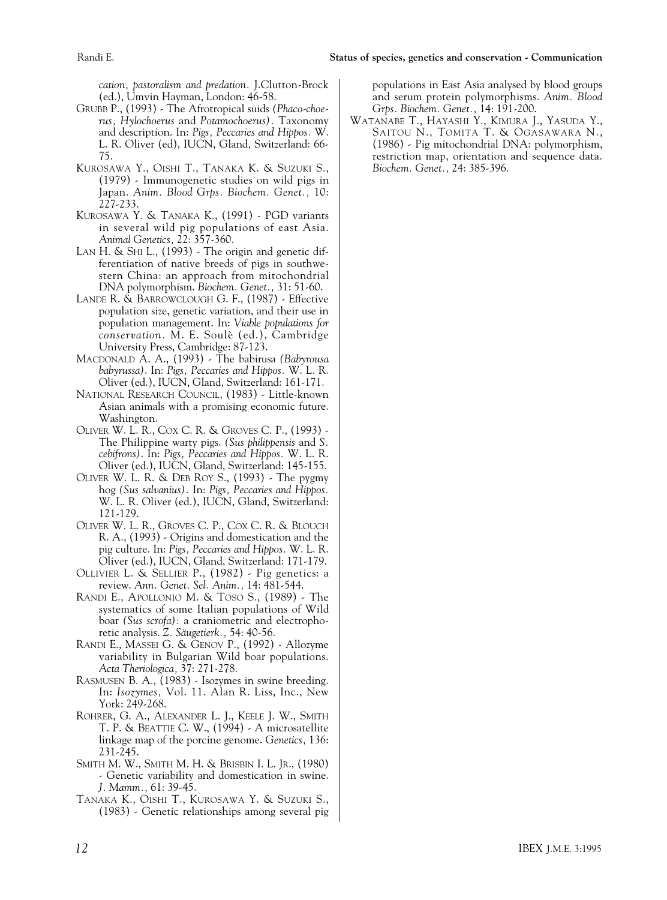*cation, pastoralism and predation.* J.Clutton-Brock (ed.), Umvin Hayman, London: 46-58.

GRUBB P., (1993) - The Afrotropical suids *(Phacochoerus, Hylochoerus* and *Potamochoerus)*. Taxonomy and description. In: *Pigs, Peccaries and Hippos.* W. L. R. Oliver (ed), IUCN, Gland, Switzerland: 66-75.

KUROSAWA Y., OISHI T., TANAKA K. & SUZUKI S., (1979) - Immunogenetic studies on wild pigs in Japan. *Anim. Blood Grps. Biochem. Genet.,* 10: 227-233.

KUROSAWA Y. & TANAKA K., (1991) - PGD variants in several wild pig populations of east Asia. *Animal Genetics,* 22: 357-360.

LAN H. & SHI L., (1993) - The origin and genetic differentiation of native breeds of pigs in southwestern China: an approach from mitochondrial DNA polymorphism. *Biochem. Genet.,* 31: 51-60.

LANDE R. & BARROWCLOUGH G. F., (1987) - Effective population size, genetic variation, and their use in population management. In: *Viable populations for conservation.* M. E. Soulè (ed.), Cambridge University Press, Cambridge: 87-123.

MACDONALD A. A., (1993) - The babirusa *(Babyrousa babyrussa)*. In: *Pigs, Peccaries and Hippos.* W. L. R. Oliver (ed.), IUCN, Gland, Switzerland: 161-171.

NATIONAL RESEARCH COUNCIL, (1983) - Little-known Asian animals with a promising economic future. Washington.

OLIVER W. L. R., COX C. R. & GROVES C. P., (1993) - The Philippine warty pigs. *(Sus philippensis* and *S. cebifrons)*. In: *Pigs, Peccaries and Hippos.* W. L. R. Oliver (ed.), IUCN, Gland, Switzerland: 145-155.

OLIVER W. L. R. & DEB ROY S., (1993) - The pygmy hog *(Sus salvanius)*. In: *Pigs, Peccaries and Hippos.* W. L. R. Oliver (ed.), IUCN, Gland, Switzerland: 121-129.

OLIVER W. L. R., GROVES C. P., COX C. R. & BLOUCH R. A., (1993) - Origins and domestication and the pig culture. In: *Pigs, Peccaries and Hippos.* W. L. R. Oliver (ed.), IUCN, Gland, Switzerland: 171-179.

OLLIVIER L. & SELLIER P., (1982) - Pig genetics: a review. *Ann. Genet. Sel. Anim.,* 14: 481-544.

RANDI E., APOLLONIO M. & TOSO S., (1989) - The systematics of some Italian populations of Wild boar *(Sus scrofa):* a craniometric and electrophoretic analysis. *Z. Säugetierk.,* 54: 40-56.

RANDI E., MASSEI G. & GENOV P., (1992) - Allozyme variability in Bulgarian Wild boar populations. *Acta Theriologica,* 37: 271-278.

RASMUSEN B. A., (1983) - Isozymes in swine breeding. In: *Isozymes,* Vol. 11. Alan R. Liss, Inc., New York: 249-268.

ROHRER, G. A., ALEXANDER L. J., KEELE J. W., SMITH T. P. & BEATTIE C. W., (1994) - A microsatellite linkage map of the porcine genome. *Genetics,* 136: 231-245.

SMITH M. W., SMITH M. H. & BRISBIN I. L. JR., (1980) - Genetic variability and domestication in swine. *J. Mamm.,* 61: 39-45.

TANAKA K., OISHI T., KUROSAWA Y. & SUZUKI S., (1983) - Genetic relationships among several pig populations in East Asia analysed by blood groups and serum protein polymorphisms. *Anim. Blood Grps. Biochem. Genet.,* 14: 191-200.

WATANABE T., HAYASHI Y., KIMURA J., YASUDA Y., SAITOU N., TOMITA T. & OGASAWARA N., (1986) - Pig mitochondrial DNA: polymorphism, restriction map, orientation and sequence data. *Biochem. Genet.,* 24: 385-396.